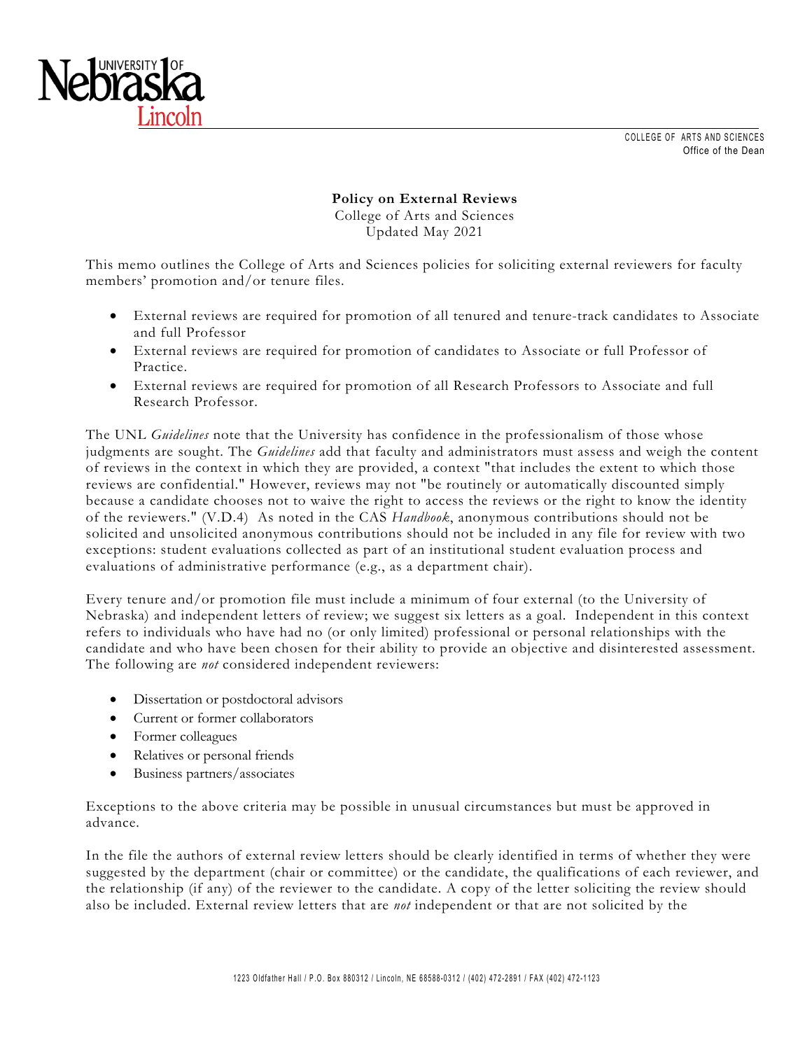COLLEGE OF ARTS AND SCIENCES
Office of the Dean

**Policy on External Reviews**
College of Arts and Sciences
Updated May 2021

This memo outlines the College of Arts and Sciences policies for soliciting external reviewers for faculty members' promotion and/or tenure files.

- External reviews are required for promotion of all tenured and tenure-track candidates to Associate and full Professor
- External reviews are required for promotion of candidates to Associate or full Professor of Practice.
- External reviews are required for promotion of all Research Professors to Associate and full Research Professor.

The UNL *Guidelines* note that the University has confidence in the professionalism of those whose judgments are sought. The *Guidelines* add that faculty and administrators must assess and weigh the content of reviews in the context in which they are provided, a context "that includes the extent to which those reviews are confidential." However, reviews may not "be routinely or automatically discounted simply because a candidate chooses not to waive the right to access the reviews or the right to know the identity of the reviewers." (V.D.4) As noted in the CAS *Handbook*, anonymous contributions should not be solicited and unsolicited anonymous contributions should not be included in any file for review with two exceptions: student evaluations collected as part of an institutional student evaluation process and evaluations of administrative performance (e.g., as a department chair).

Every tenure and/or promotion file must include a minimum of four external (to the University of Nebraska) and independent letters of review; we suggest six letters as a goal. Independent in this context refers to individuals who have had no (or only limited) professional or personal relationships with the candidate and who have been chosen for their ability to provide an objective and disinterested assessment. The following are *not* considered independent reviewers:

- Dissertation or postdoctoral advisors
- Current or former collaborators
- Former colleagues
- Relatives or personal friends
- Business partners/associates

Exceptions to the above criteria may be possible in unusual circumstances but must be approved in advance.

In the file the authors of external review letters should be clearly identified in terms of whether they were suggested by the department (chair or committee) or the candidate, the qualifications of each reviewer, and the relationship (if any) of the reviewer to the candidate. A copy of the letter soliciting the review should also be included. External review letters that are *not* independent or that are not solicited by the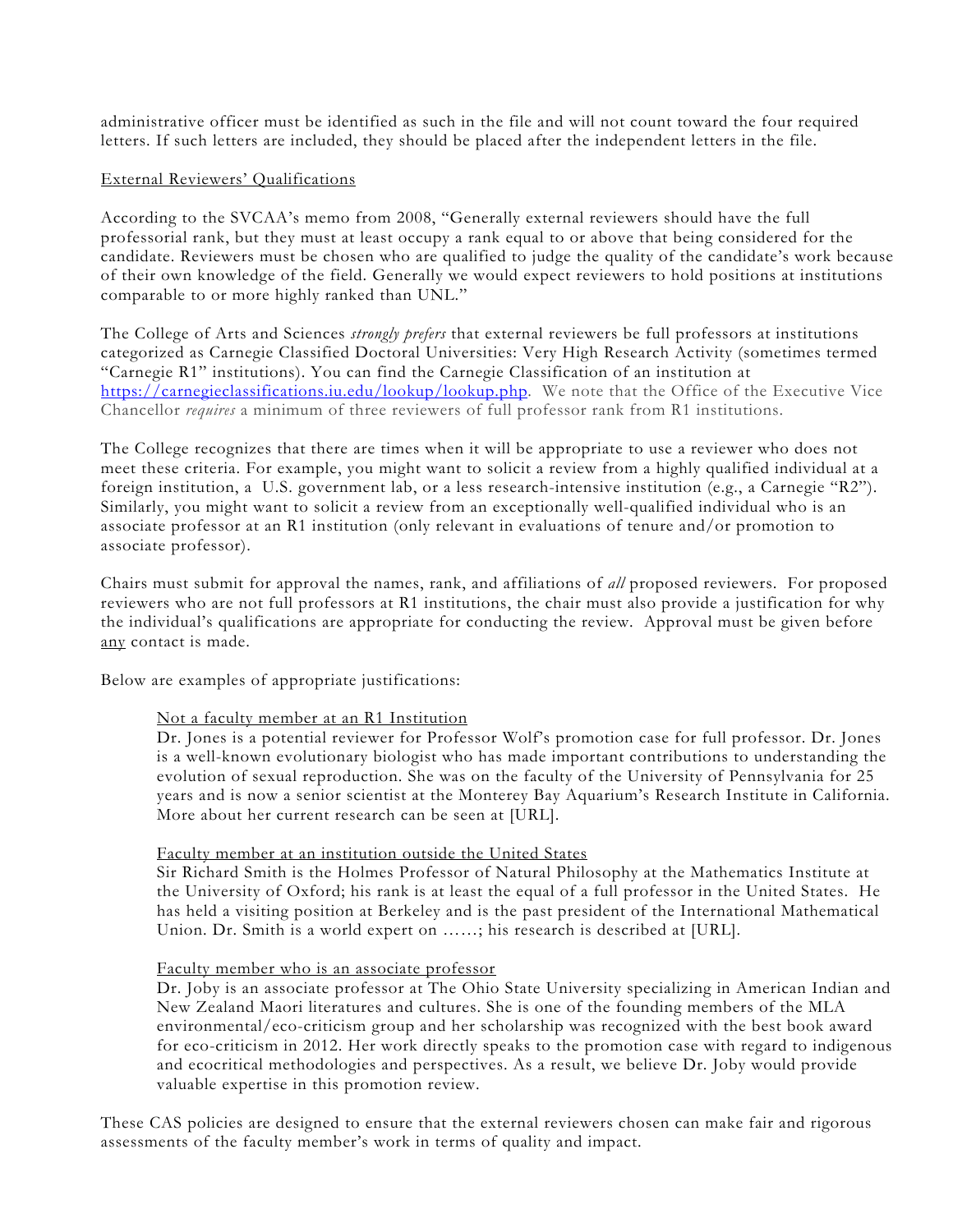administrative officer must be identified as such in the file and will not count toward the four required letters. If such letters are included, they should be placed after the independent letters in the file.

External Reviewers' Qualifications

According to the SVCAA's memo from 2008, "Generally external reviewers should have the full professorial rank, but they must at least occupy a rank equal to or above that being considered for the candidate. Reviewers must be chosen who are qualified to judge the quality of the candidate's work because of their own knowledge of the field. Generally we would expect reviewers to hold positions at institutions comparable to or more highly ranked than UNL."

The College of Arts and Sciences *strongly prefers* that external reviewers be full professors at institutions categorized as Carnegie Classified Doctoral Universities: Very High Research Activity (sometimes termed "Carnegie R1" institutions). You can find the Carnegie Classification of an institution at https://carnegieclassifications.iu.edu/lookup/lookup.php. We note that the Office of the Executive Vice Chancellor *requires* a minimum of three reviewers of full professor rank from R1 institutions.

The College recognizes that there are times when it will be appropriate to use a reviewer who does not meet these criteria. For example, you might want to solicit a review from a highly qualified individual at a foreign institution, a U.S. government lab, or a less research-intensive institution (e.g., a Carnegie "R2"). Similarly, you might want to solicit a review from an exceptionally well-qualified individual who is an associate professor at an R1 institution (only relevant in evaluations of tenure and/or promotion to associate professor).

Chairs must submit for approval the names, rank, and affiliations of *all* proposed reviewers. For proposed reviewers who are not full professors at R1 institutions, the chair must also provide a justification for why the individual's qualifications are appropriate for conducting the review. Approval must be given before any contact is made.

Below are examples of appropriate justifications:

> Not a faculty member at an R1 Institution
>
> Dr. Jones is a potential reviewer for Professor Wolf's promotion case for full professor. Dr. Jones is a well-known evolutionary biologist who has made important contributions to understanding the evolution of sexual reproduction. She was on the faculty of the University of Pennsylvania for 25 years and is now a senior scientist at the Monterey Bay Aquarium's Research Institute in California. More about her current research can be seen at [URL].
>
> Faculty member at an institution outside the United States
>
> Sir Richard Smith is the Holmes Professor of Natural Philosophy at the Mathematics Institute at the University of Oxford; his rank is at least the equal of a full professor in the United States. He has held a visiting position at Berkeley and is the past president of the International Mathematical Union. Dr. Smith is a world expert on ……; his research is described at [URL].
>
> Faculty member who is an associate professor
>
> Dr. Joby is an associate professor at The Ohio State University specializing in American Indian and New Zealand Maori literatures and cultures. She is one of the founding members of the MLA environmental/eco-criticism group and her scholarship was recognized with the best book award for eco-criticism in 2012. Her work directly speaks to the promotion case with regard to indigenous and ecocritical methodologies and perspectives. As a result, we believe Dr. Joby would provide valuable expertise in this promotion review.

These CAS policies are designed to ensure that the external reviewers chosen can make fair and rigorous assessments of the faculty member's work in terms of quality and impact.